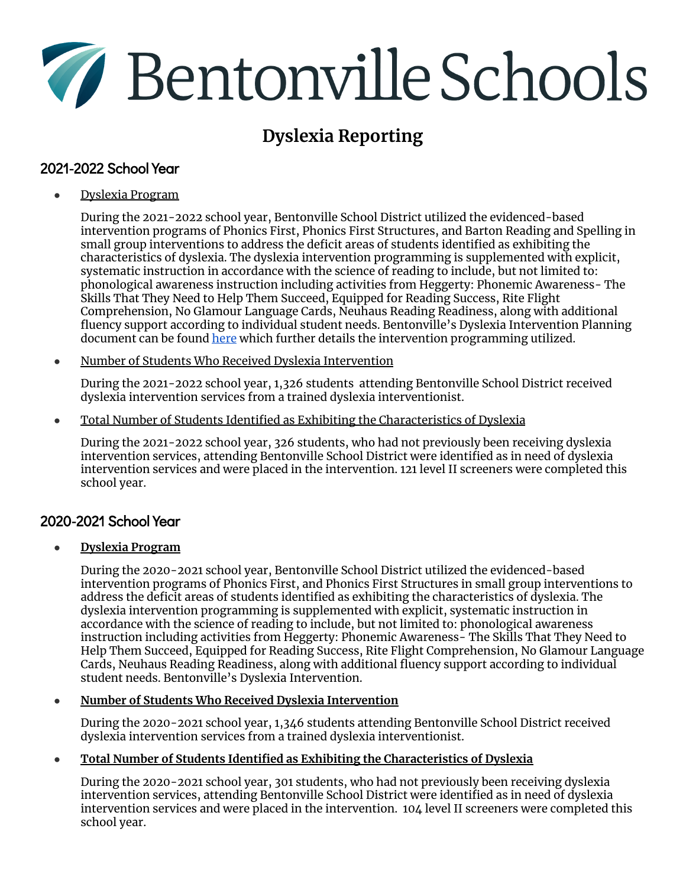# Bentonville Schools

## Dyslexia Reporting

### 2021-2022 School Year

- Dyslexia Program

  During the 2021-2022 school year, Bentonville School District utilized the evidenced-based intervention programs of Phonics First, Phonics First Structures, and Barton Reading and Spelling in small group interventions to address the deficit areas of students identified as exhibiting the characteristics of dyslexia. The dyslexia intervention programming is supplemented with explicit, systematic instruction in accordance with the science of reading to include, but not limited to: phonological awareness instruction including activities from Heggerty: Phonemic Awareness- The Skills That They Need to Help Them Succeed, Equipped for Reading Success, Rite Flight Comprehension, No Glamour Language Cards, Neuhaus Reading Readiness, along with additional fluency support according to individual student needs. Bentonville's Dyslexia Intervention Planning document can be found here which further details the intervention programming utilized.

- Number of Students Who Received Dyslexia Intervention

  During the 2021-2022 school year, 1,326 students attending Bentonville School District received dyslexia intervention services from a trained dyslexia interventionist.

- Total Number of Students Identified as Exhibiting the Characteristics of Dyslexia

  During the 2021-2022 school year, 326 students, who had not previously been receiving dyslexia intervention services, attending Bentonville School District were identified as in need of dyslexia intervention services and were placed in the intervention. 121 level II screeners were completed this school year.

### 2020-2021 School Year

- **Dyslexia Program**

  During the 2020-2021 school year, Bentonville School District utilized the evidenced-based intervention programs of Phonics First, and Phonics First Structures in small group interventions to address the deficit areas of students identified as exhibiting the characteristics of dyslexia. The dyslexia intervention programming is supplemented with explicit, systematic instruction in accordance with the science of reading to include, but not limited to: phonological awareness instruction including activities from Heggerty: Phonemic Awareness- The Skills That They Need to Help Them Succeed, Equipped for Reading Success, Rite Flight Comprehension, No Glamour Language Cards, Neuhaus Reading Readiness, along with additional fluency support according to individual student needs. Bentonville's Dyslexia Intervention.

- **Number of Students Who Received Dyslexia Intervention**

  During the 2020-2021 school year, 1,346 students attending Bentonville School District received dyslexia intervention services from a trained dyslexia interventionist.

- **Total Number of Students Identified as Exhibiting the Characteristics of Dyslexia**

  During the 2020-2021 school year, 301 students, who had not previously been receiving dyslexia intervention services, attending Bentonville School District were identified as in need of dyslexia intervention services and were placed in the intervention. 104 level II screeners were completed this school year.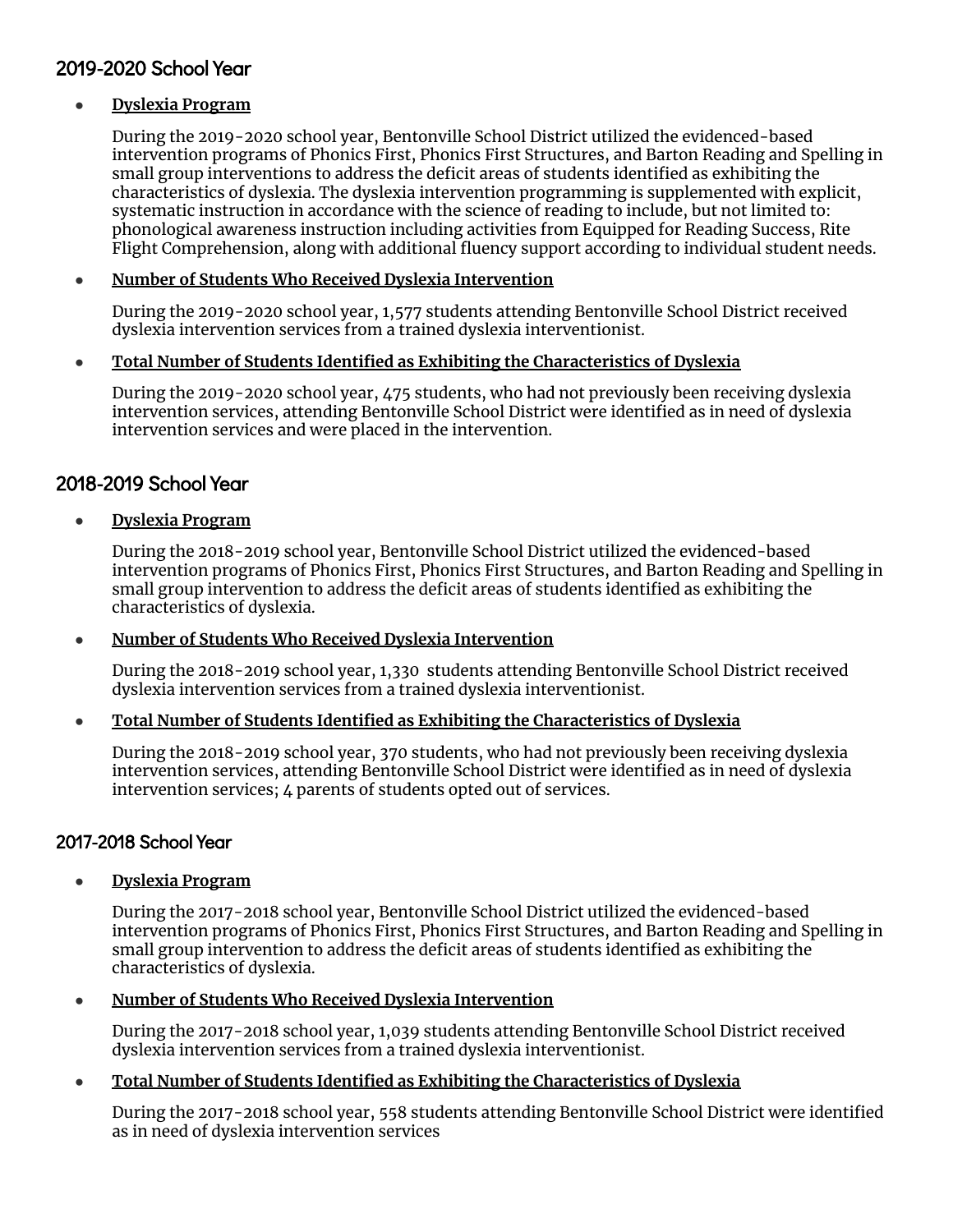## 2019-2020 School Year

- **Dyslexia Program**

  During the 2019-2020 school year, Bentonville School District utilized the evidenced-based intervention programs of Phonics First, Phonics First Structures, and Barton Reading and Spelling in small group interventions to address the deficit areas of students identified as exhibiting the characteristics of dyslexia. The dyslexia intervention programming is supplemented with explicit, systematic instruction in accordance with the science of reading to include, but not limited to: phonological awareness instruction including activities from Equipped for Reading Success, Rite Flight Comprehension, along with additional fluency support according to individual student needs.

- **Number of Students Who Received Dyslexia Intervention**

  During the 2019-2020 school year, 1,577 students attending Bentonville School District received dyslexia intervention services from a trained dyslexia interventionist.

- **Total Number of Students Identified as Exhibiting the Characteristics of Dyslexia**

  During the 2019-2020 school year, 475 students, who had not previously been receiving dyslexia intervention services, attending Bentonville School District were identified as in need of dyslexia intervention services and were placed in the intervention.

## 2018-2019 School Year

- **Dyslexia Program**

  During the 2018-2019 school year, Bentonville School District utilized the evidenced-based intervention programs of Phonics First, Phonics First Structures, and Barton Reading and Spelling in small group intervention to address the deficit areas of students identified as exhibiting the characteristics of dyslexia.

- **Number of Students Who Received Dyslexia Intervention**

  During the 2018-2019 school year, 1,330 students attending Bentonville School District received dyslexia intervention services from a trained dyslexia interventionist.

- **Total Number of Students Identified as Exhibiting the Characteristics of Dyslexia**

  During the 2018-2019 school year, 370 students, who had not previously been receiving dyslexia intervention services, attending Bentonville School District were identified as in need of dyslexia intervention services; 4 parents of students opted out of services.

## 2017-2018 School Year

- **Dyslexia Program**

  During the 2017-2018 school year, Bentonville School District utilized the evidenced-based intervention programs of Phonics First, Phonics First Structures, and Barton Reading and Spelling in small group intervention to address the deficit areas of students identified as exhibiting the characteristics of dyslexia.

- **Number of Students Who Received Dyslexia Intervention**

  During the 2017-2018 school year, 1,039 students attending Bentonville School District received dyslexia intervention services from a trained dyslexia interventionist.

- **Total Number of Students Identified as Exhibiting the Characteristics of Dyslexia**

  During the 2017-2018 school year, 558 students attending Bentonville School District were identified as in need of dyslexia intervention services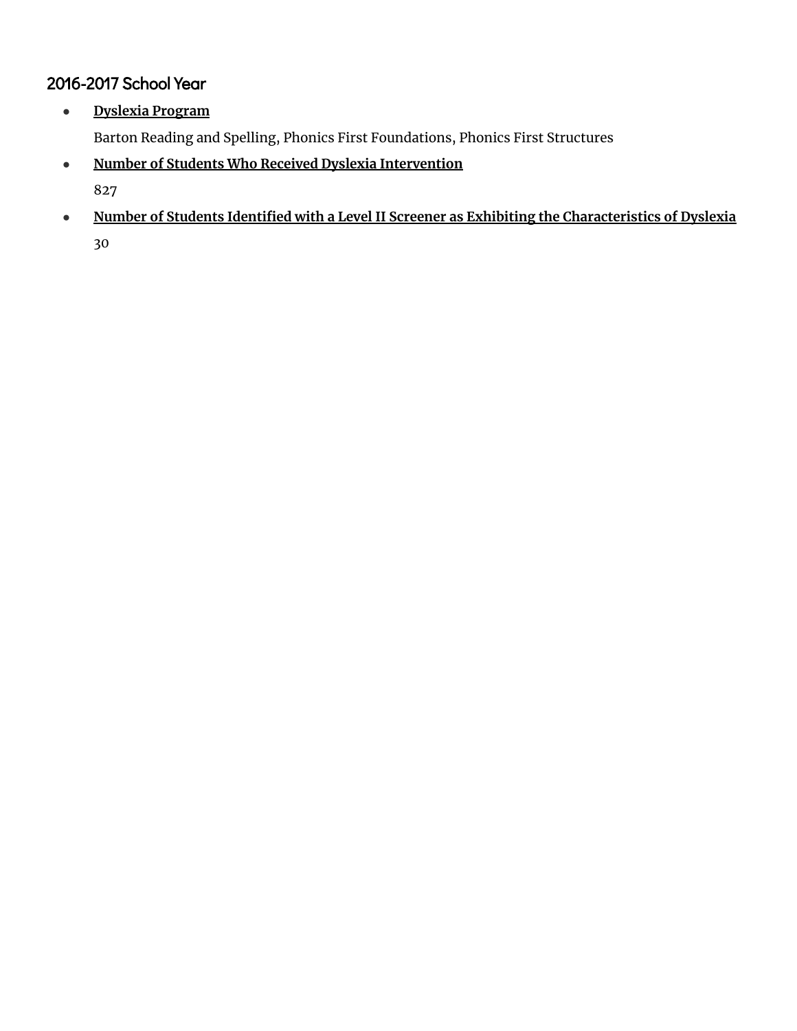## 2016-2017 School Year

- **Dyslexia Program**

  Barton Reading and Spelling, Phonics First Foundations, Phonics First Structures

- **Number of Students Who Received Dyslexia Intervention**

  827

- **Number of Students Identified with a Level II Screener as Exhibiting the Characteristics of Dyslexia**

  30